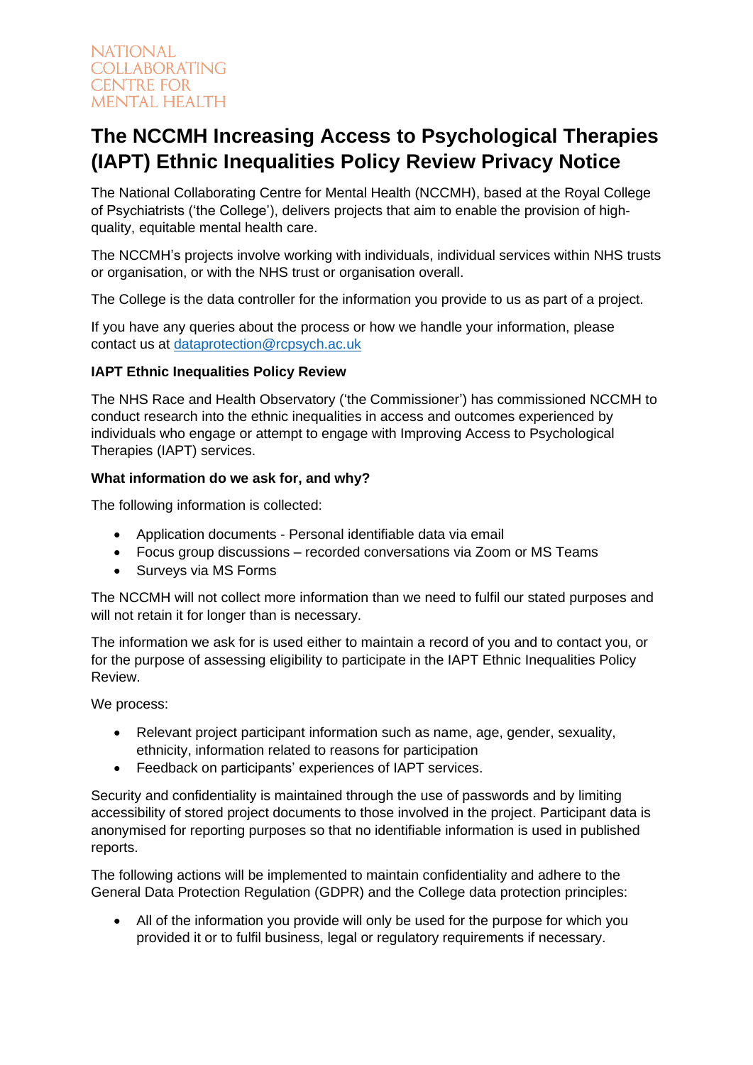NATIONAL
COLLABORATING
CENTRE FOR
MENTAL HEALTH

# The NCCMH Increasing Access to Psychological Therapies (IAPT) Ethnic Inequalities Policy Review Privacy Notice

The National Collaborating Centre for Mental Health (NCCMH), based at the Royal College of Psychiatrists ('the College'), delivers projects that aim to enable the provision of high-quality, equitable mental health care.

The NCCMH's projects involve working with individuals, individual services within NHS trusts or organisation, or with the NHS trust or organisation overall.

The College is the data controller for the information you provide to us as part of a project.

If you have any queries about the process or how we handle your information, please contact us at dataprotection@rcpsych.ac.uk

**IAPT Ethnic Inequalities Policy Review**

The NHS Race and Health Observatory ('the Commissioner') has commissioned NCCMH to conduct research into the ethnic inequalities in access and outcomes experienced by individuals who engage or attempt to engage with Improving Access to Psychological Therapies (IAPT) services.

**What information do we ask for, and why?**

The following information is collected:

- Application documents - Personal identifiable data via email
- Focus group discussions – recorded conversations via Zoom or MS Teams
- Surveys via MS Forms

The NCCMH will not collect more information than we need to fulfil our stated purposes and will not retain it for longer than is necessary.

The information we ask for is used either to maintain a record of you and to contact you, or for the purpose of assessing eligibility to participate in the IAPT Ethnic Inequalities Policy Review.

We process:

- Relevant project participant information such as name, age, gender, sexuality, ethnicity, information related to reasons for participation
- Feedback on participants' experiences of IAPT services.

Security and confidentiality is maintained through the use of passwords and by limiting accessibility of stored project documents to those involved in the project. Participant data is anonymised for reporting purposes so that no identifiable information is used in published reports.

The following actions will be implemented to maintain confidentiality and adhere to the General Data Protection Regulation (GDPR) and the College data protection principles:

- All of the information you provide will only be used for the purpose for which you provided it or to fulfil business, legal or regulatory requirements if necessary.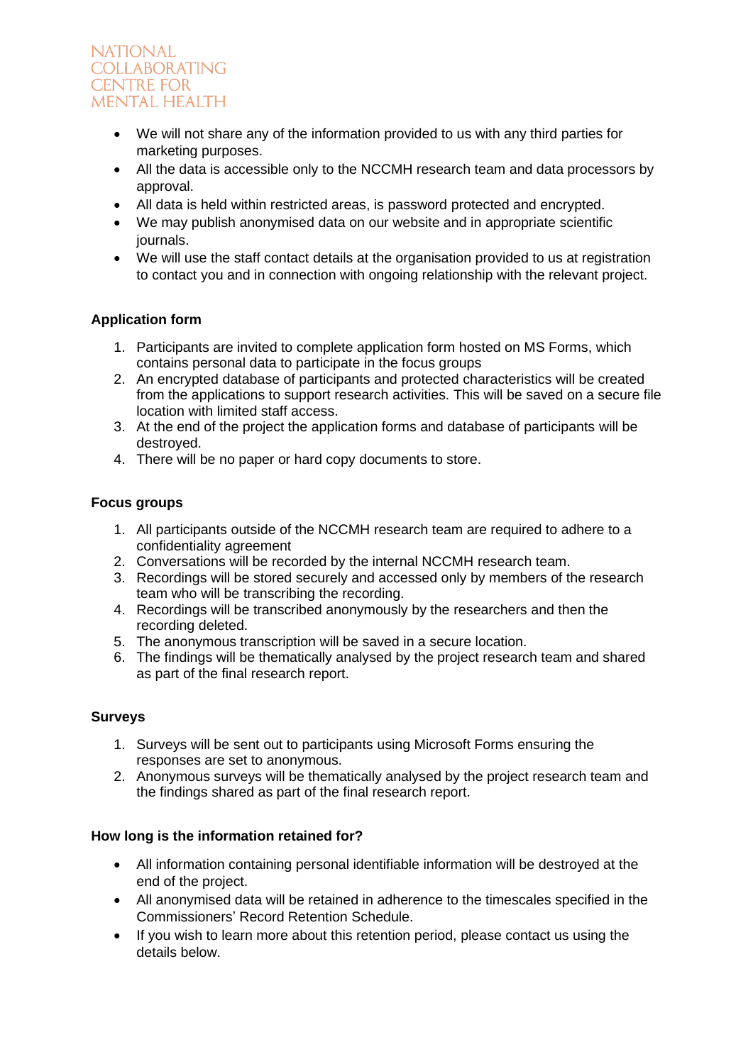- We will not share any of the information provided to us with any third parties for marketing purposes.
- All the data is accessible only to the NCCMH research team and data processors by approval.
- All data is held within restricted areas, is password protected and encrypted.
- We may publish anonymised data on our website and in appropriate scientific journals.
- We will use the staff contact details at the organisation provided to us at registration to contact you and in connection with ongoing relationship with the relevant project.

**Application form**

1. Participants are invited to complete application form hosted on MS Forms, which contains personal data to participate in the focus groups
2. An encrypted database of participants and protected characteristics will be created from the applications to support research activities. This will be saved on a secure file location with limited staff access.
3. At the end of the project the application forms and database of participants will be destroyed.
4. There will be no paper or hard copy documents to store.

**Focus groups**

1. All participants outside of the NCCMH research team are required to adhere to a confidentiality agreement
2. Conversations will be recorded by the internal NCCMH research team.
3. Recordings will be stored securely and accessed only by members of the research team who will be transcribing the recording.
4. Recordings will be transcribed anonymously by the researchers and then the recording deleted.
5. The anonymous transcription will be saved in a secure location.
6. The findings will be thematically analysed by the project research team and shared as part of the final research report.

**Surveys**

1. Surveys will be sent out to participants using Microsoft Forms ensuring the responses are set to anonymous.
2. Anonymous surveys will be thematically analysed by the project research team and the findings shared as part of the final research report.

**How long is the information retained for?**

- All information containing personal identifiable information will be destroyed at the end of the project.
- All anonymised data will be retained in adherence to the timescales specified in the Commissioners' Record Retention Schedule.
- If you wish to learn more about this retention period, please contact us using the details below.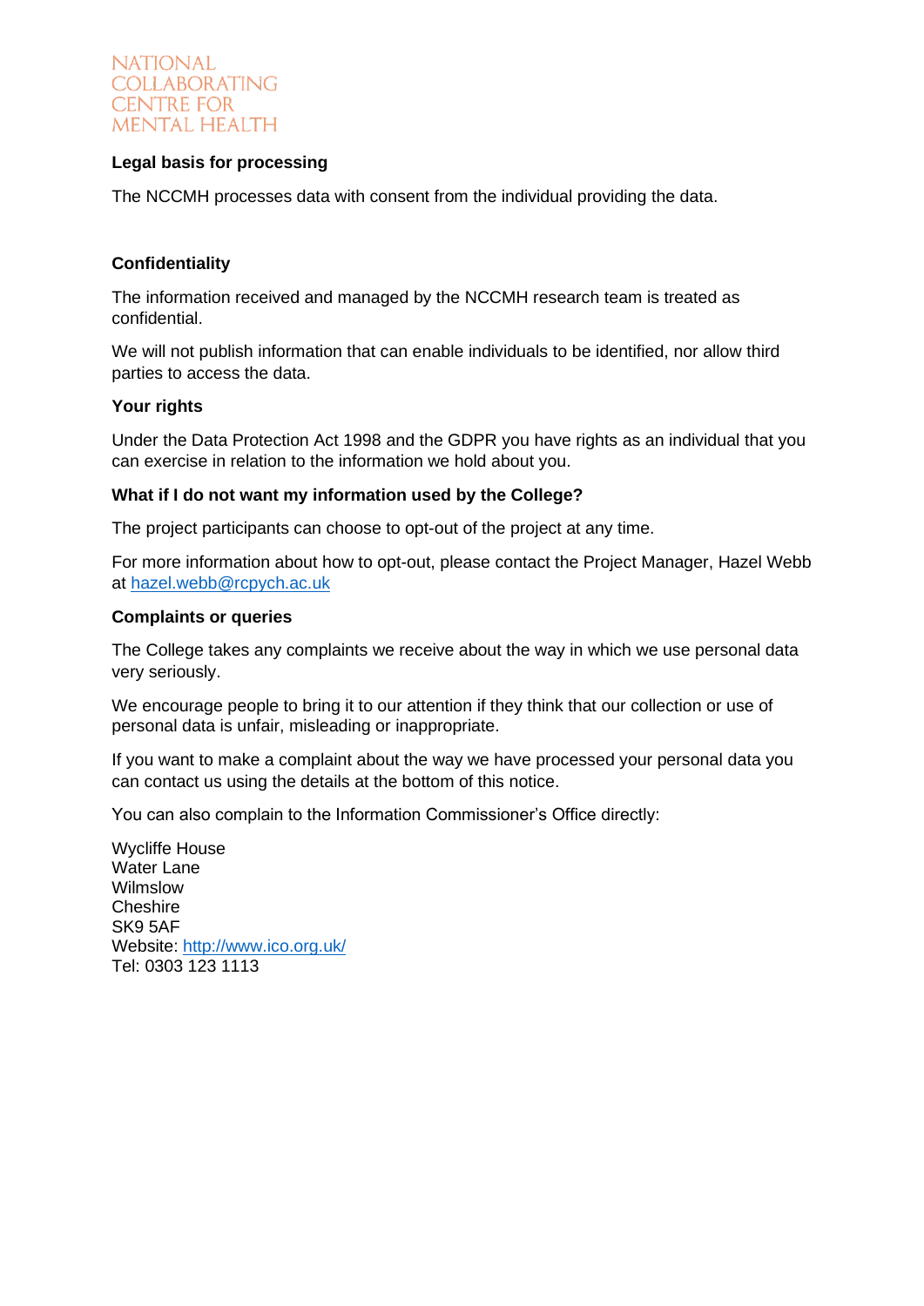NATIONAL
COLLABORATING
CENTRE FOR
MENTAL HEALTH

**Legal basis for processing**

The NCCMH processes data with consent from the individual providing the data.

**Confidentiality**

The information received and managed by the NCCMH research team is treated as confidential.

We will not publish information that can enable individuals to be identified, nor allow third parties to access the data.

**Your rights**

Under the Data Protection Act 1998 and the GDPR you have rights as an individual that you can exercise in relation to the information we hold about you.

**What if I do not want my information used by the College?**

The project participants can choose to opt-out of the project at any time.

For more information about how to opt-out, please contact the Project Manager, Hazel Webb at hazel.webb@rcpych.ac.uk

**Complaints or queries**

The College takes any complaints we receive about the way in which we use personal data very seriously.

We encourage people to bring it to our attention if they think that our collection or use of personal data is unfair, misleading or inappropriate.

If you want to make a complaint about the way we have processed your personal data you can contact us using the details at the bottom of this notice.

You can also complain to the Information Commissioner's Office directly:

Wycliffe House
Water Lane
Wilmslow
Cheshire
SK9 5AF
Website: http://www.ico.org.uk/
Tel: 0303 123 1113